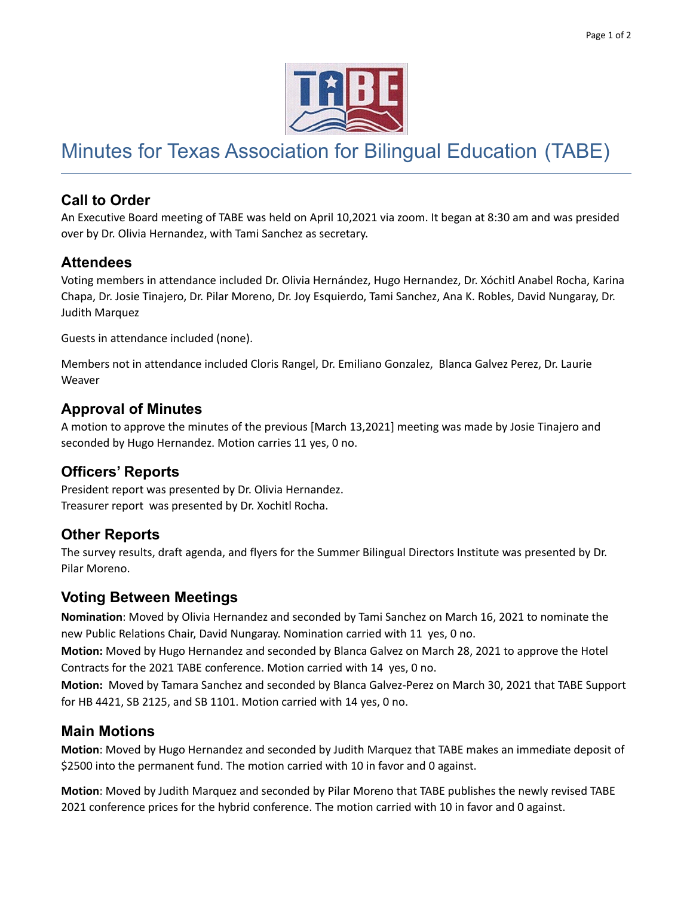# Minutes for Texas Association for Bilingual Education (TABE)

## Call to Order

An Executive Board meeting of TABE was held on April 10,2021 via zoom. It began at 8:30 am and was presided over by Dr. Olivia Hernandez, with Tami Sanchez as secretary.

## Attendees

Voting members in attendance included Dr. Olivia Hernández, Hugo Hernandez, Dr. Xóchitl Anabel Rocha, Karina Chapa, Dr. Josie Tinajero, Dr. Pilar Moreno, Dr. Joy Esquierdo, Tami Sanchez, Ana K. Robles, David Nungaray, Dr. Judith Marquez

Guests in attendance included (none).

Members not in attendance included Cloris Rangel, Dr. Emiliano Gonzalez, Blanca Galvez Perez, Dr. Laurie Weaver

## Approval of Minutes

A motion to approve the minutes of the previous [March 13,2021] meeting was made by Josie Tinajero and seconded by Hugo Hernandez. Motion carries 11 yes, 0 no.

## Officers' Reports

President report was presented by Dr. Olivia Hernandez.
Treasurer report was presented by Dr. Xochitl Rocha.

## Other Reports

The survey results, draft agenda, and flyers for the Summer Bilingual Directors Institute was presented by Dr. Pilar Moreno.

## Voting Between Meetings

**Nomination**: Moved by Olivia Hernandez and seconded by Tami Sanchez on March 16, 2021 to nominate the new Public Relations Chair, David Nungaray. Nomination carried with 11 yes, 0 no.
**Motion:** Moved by Hugo Hernandez and seconded by Blanca Galvez on March 28, 2021 to approve the Hotel Contracts for the 2021 TABE conference. Motion carried with 14 yes, 0 no.
**Motion:** Moved by Tamara Sanchez and seconded by Blanca Galvez-Perez on March 30, 2021 that TABE Support for HB 4421, SB 2125, and SB 1101. Motion carried with 14 yes, 0 no.

## Main Motions

**Motion**: Moved by Hugo Hernandez and seconded by Judith Marquez that TABE makes an immediate deposit of $2500 into the permanent fund. The motion carried with 10 in favor and 0 against.

**Motion**: Moved by Judith Marquez and seconded by Pilar Moreno that TABE publishes the newly revised TABE 2021 conference prices for the hybrid conference. The motion carried with 10 in favor and 0 against.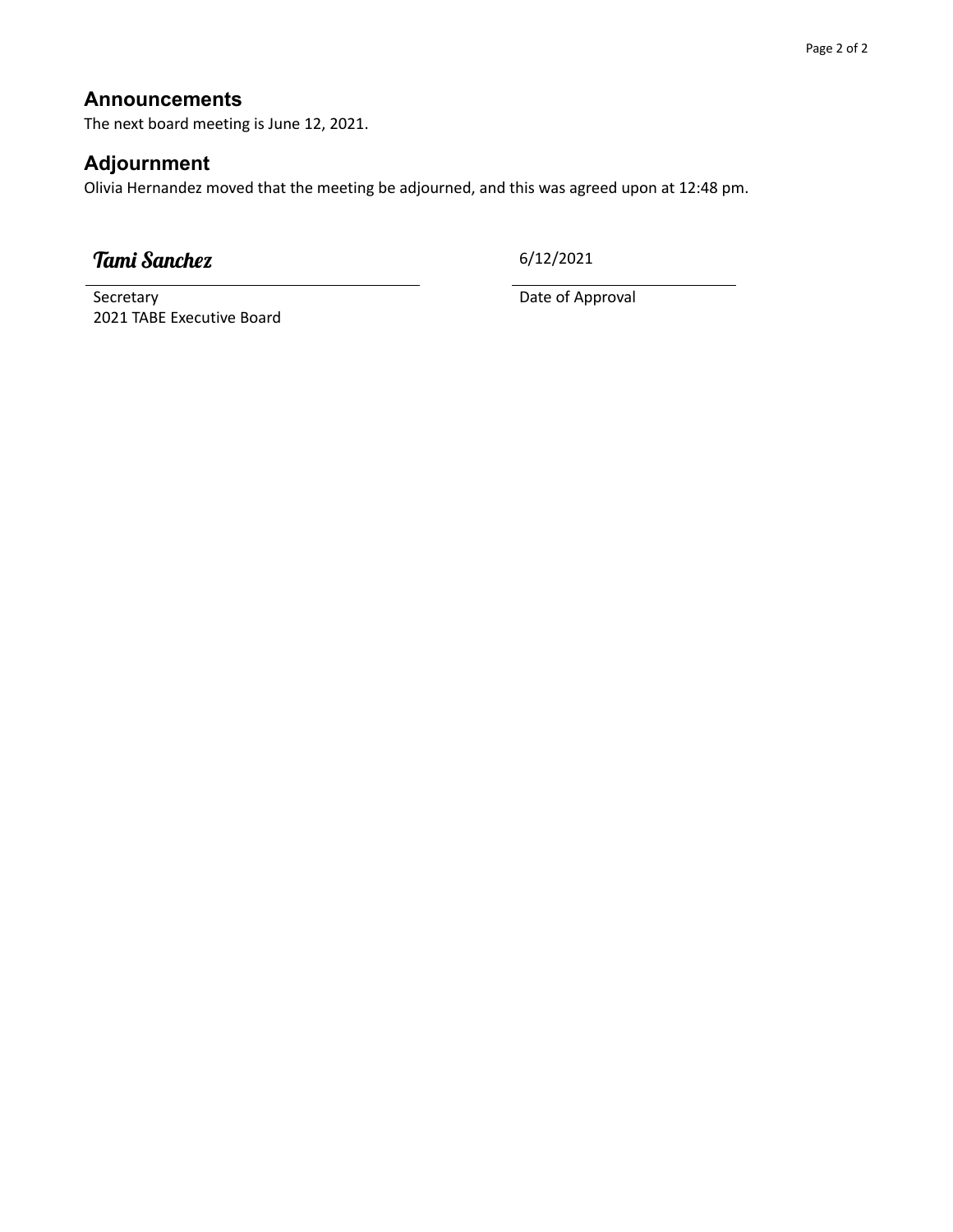## Announcements

The next board meeting is June 12, 2021.

## Adjournment

Olivia Hernandez moved that the meeting be adjourned, and this was agreed upon at 12:48 pm.

*Tami Sanchez*

Secretary
2021 TABE Executive Board

6/12/2021

Date of Approval